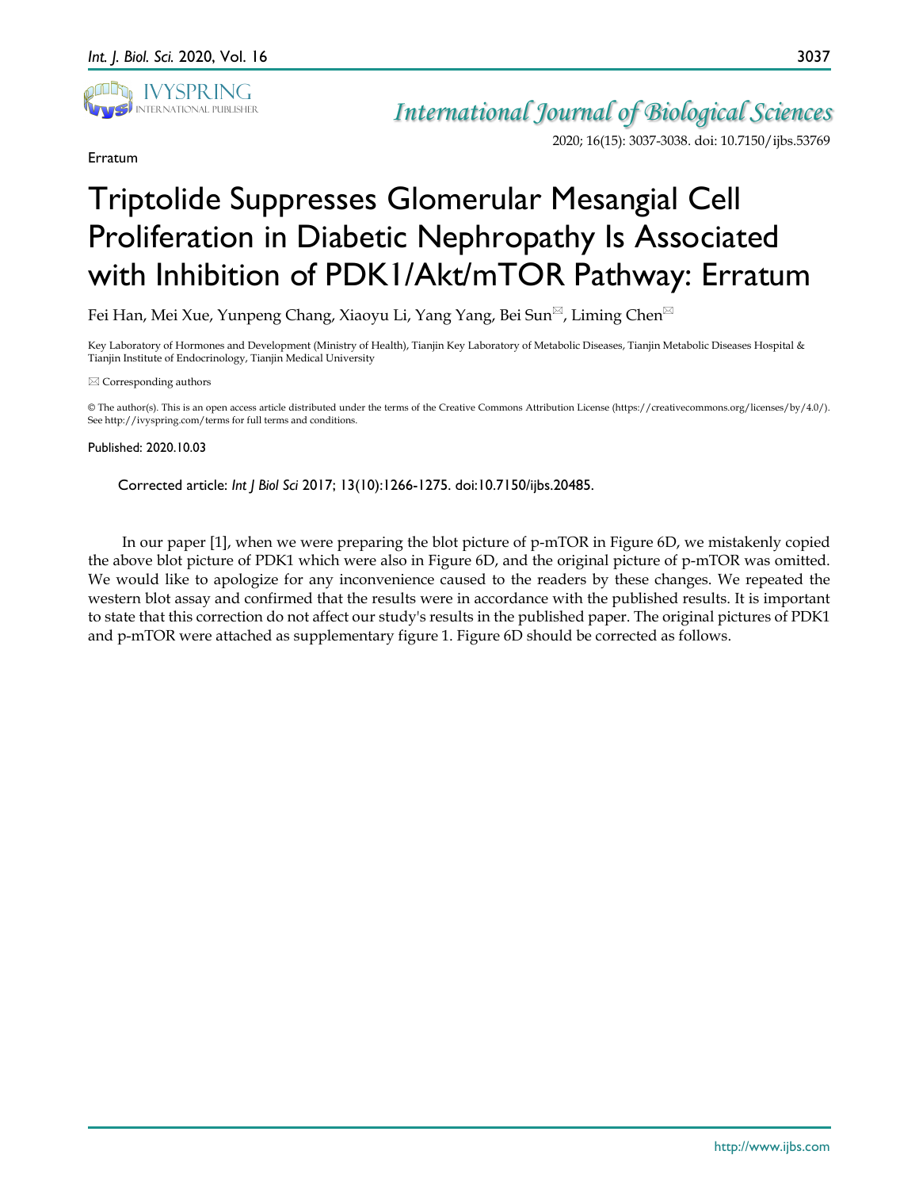Erratum

# Triptolide Suppresses Glomerular Mesangial Cell Proliferation in Diabetic Nephropathy Is Associated with Inhibition of PDK1/Akt/mTOR Pathway: Erratum

Fei Han, Mei Xue, Yunpeng Chang, Xiaoyu Li, Yang Yang, Bei Sun✉, Liming Chen✉

Key Laboratory of Hormones and Development (Ministry of Health), Tianjin Key Laboratory of Metabolic Diseases, Tianjin Metabolic Diseases Hospital & Tianjin Institute of Endocrinology, Tianjin Medical University

✉ Corresponding authors

© The author(s). This is an open access article distributed under the terms of the Creative Commons Attribution License (https://creativecommons.org/licenses/by/4.0/). See http://ivyspring.com/terms for full terms and conditions.

Published: 2020.10.03

Corrected article: *Int J Biol Sci* 2017; 13(10):1266-1275. doi:10.7150/ijbs.20485.

In our paper [1], when we were preparing the blot picture of p-mTOR in Figure 6D, we mistakenly copied the above blot picture of PDK1 which were also in Figure 6D, and the original picture of p-mTOR was omitted. We would like to apologize for any inconvenience caused to the readers by these changes. We repeated the western blot assay and confirmed that the results were in accordance with the published results. It is important to state that this correction do not affect our study's results in the published paper. The original pictures of PDK1 and p-mTOR were attached as supplementary figure 1. Figure 6D should be corrected as follows.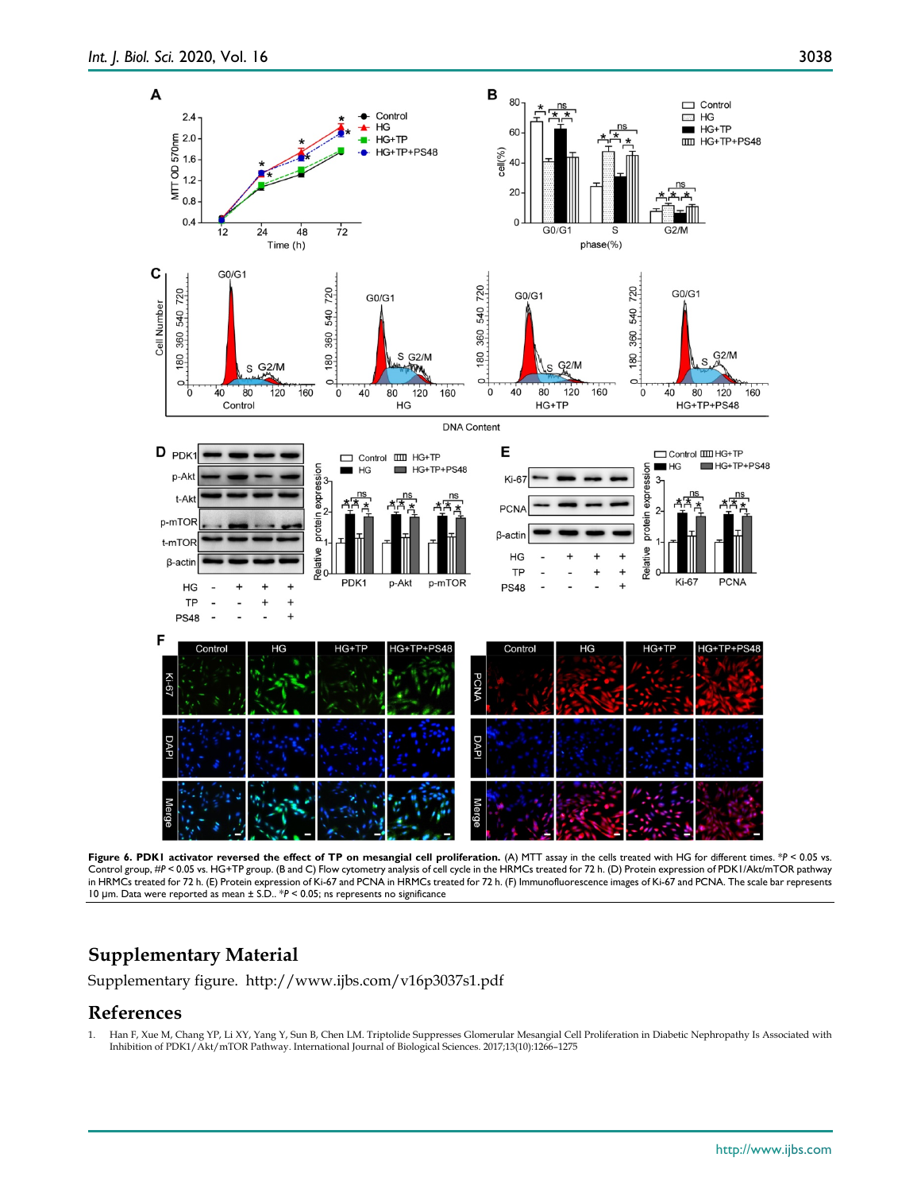A

2.4
2.0
1.6
1.2
0.8
0.4

MTT OD 570nm

12 24 48 72

Time (h)

Control
HG
HG+TP
HG+TP+PS48

B

80
60
40
20
0

cell(%)

G0/G1 S G2/M

phase(%)

Control
HG
HG+TP
HG+TP+PS48

C

Cell Number

G0/G1 S G2/M

Control HG HG+TP HG+TP+PS48

DNA Content

D

PDK1
p-Akt
t-Akt
p-mTOR
t-mTOR
β-actin

HG - + + +
TP - - + +
PS48 - - - +

Relative protein expression

PDK1 p-Akt p-mTOR

E

Ki-67
PCNA
β-actin

HG - + + +
TP - - + +
PS48 - - - +

Relative protein expression

Ki-67 PCNA

F

Control HG HG+TP HG+TP+PS48

Ki-67
DAPI
Merge

PCNA
DAPI
Merge

**Figure 6. PDK1 activator reversed the effect of TP on mesangial cell proliferation.** (A) MTT assay in the cells treated with HG for different times. *$P < 0.05$ vs. Control group, #$P < 0.05$ vs. HG+TP group. (B and C) Flow cytometry analysis of cell cycle in the HRMCs treated for 72 h. (D) Protein expression of PDK1/Akt/mTOR pathway in HRMCs treated for 72 h. (E) Protein expression of Ki-67 and PCNA in HRMCs treated for 72 h. (F) Immunofluorescence images of Ki-67 and PCNA. The scale bar represents 10 μm. Data were reported as mean ± S.D.. *$P < 0.05$; ns represents no significance

## Supplementary Material

Supplementary figure. http://www.ijbs.com/v16p3037s1.pdf

## References

1. Han F, Xue M, Chang YP, Li XY, Yang Y, Sun B, Chen LM. Triptolide Suppresses Glomerular Mesangial Cell Proliferation in Diabetic Nephropathy Is Associated with Inhibition of PDK1/Akt/mTOR Pathway. International Journal of Biological Sciences. 2017;13(10):1266–1275